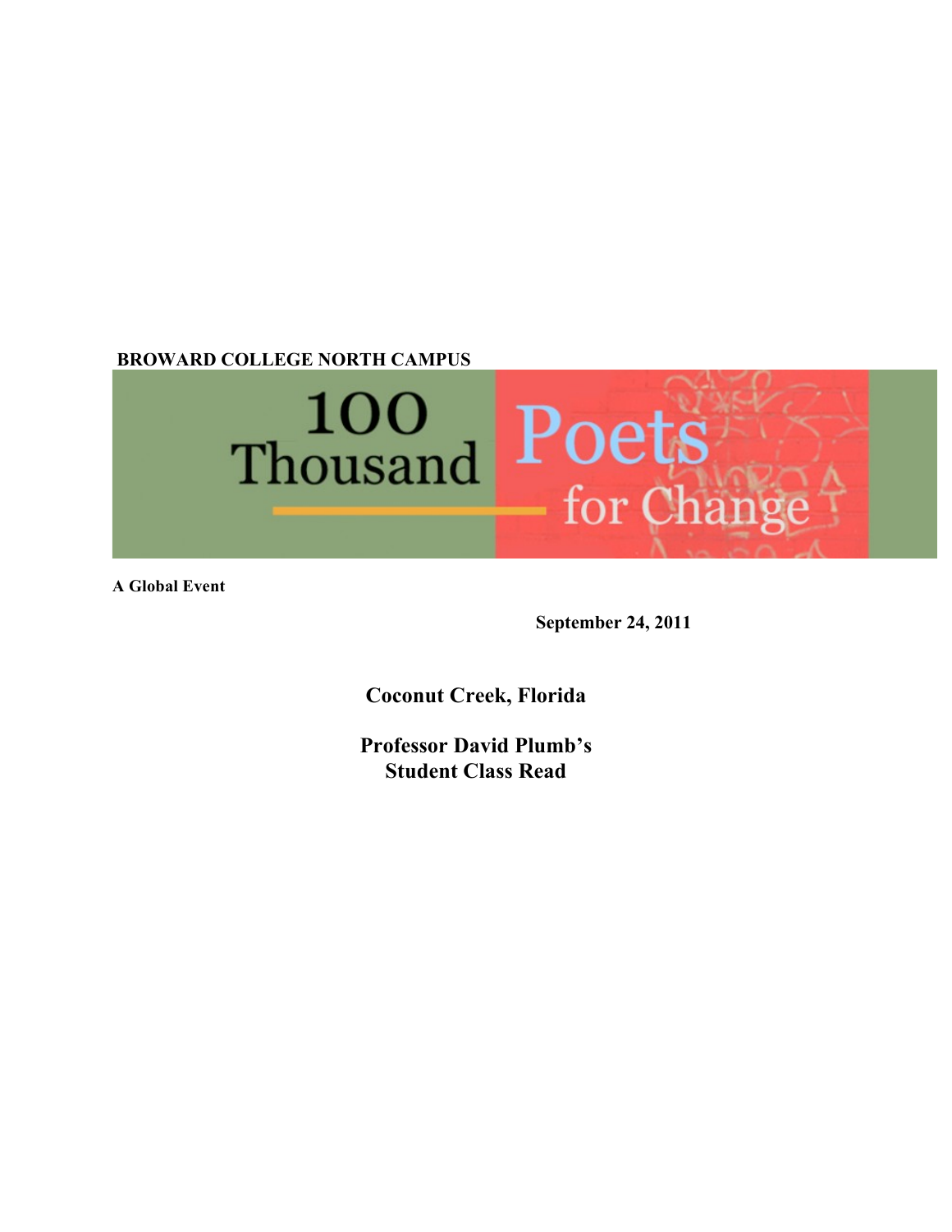**BROWARD COLLEGE NORTH CAMPUS**

# 100 Thousand Poets for Change

**A Global Event**

**September 24, 2011**

## Coconut Creek, Florida

## Professor David Plumb's Student Class Read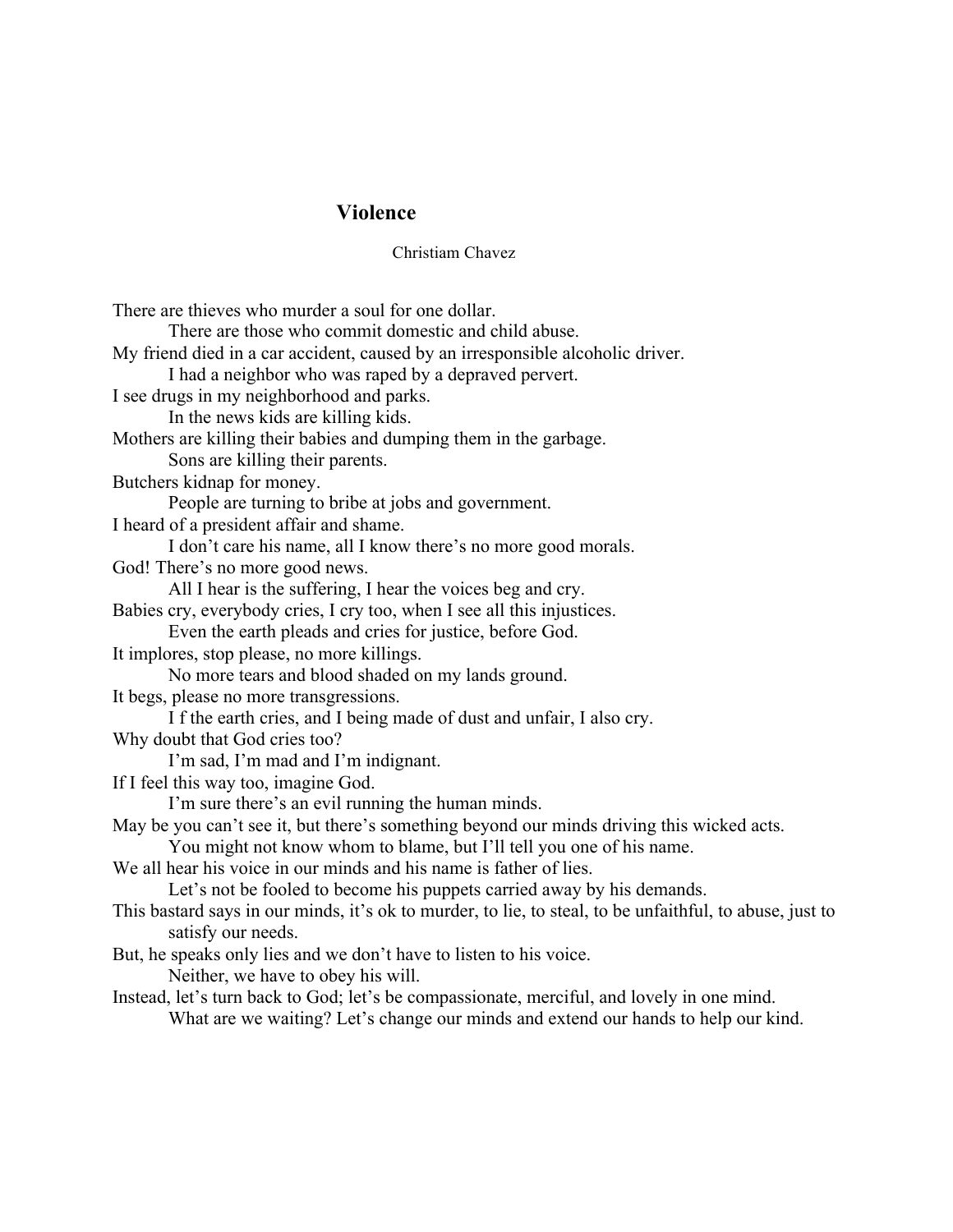# Violence

Christiam Chavez

There are thieves who murder a soul for one dollar.
    There are those who commit domestic and child abuse.
My friend died in a car accident, caused by an irresponsible alcoholic driver.
    I had a neighbor who was raped by a depraved pervert.
I see drugs in my neighborhood and parks.
    In the news kids are killing kids.
Mothers are killing their babies and dumping them in the garbage.
    Sons are killing their parents.
Butchers kidnap for money.
    People are turning to bribe at jobs and government.
I heard of a president affair and shame.
    I don't care his name, all I know there's no more good morals.
God! There's no more good news.
    All I hear is the suffering, I hear the voices beg and cry.
Babies cry, everybody cries, I cry too, when I see all this injustices.
    Even the earth pleads and cries for justice, before God.
It implores, stop please, no more killings.
    No more tears and blood shaded on my lands ground.
It begs, please no more transgressions.
    I f the earth cries, and I being made of dust and unfair, I also cry.
Why doubt that God cries too?
    I'm sad, I'm mad and I'm indignant.
If I feel this way too, imagine God.
    I'm sure there's an evil running the human minds.
May be you can't see it, but there's something beyond our minds driving this wicked acts.
    You might not know whom to blame, but I'll tell you one of his name.
We all hear his voice in our minds and his name is father of lies.
    Let's not be fooled to become his puppets carried away by his demands.
This bastard says in our minds, it's ok to murder, to lie, to steal, to be unfaithful, to abuse, just to satisfy our needs.
But, he speaks only lies and we don't have to listen to his voice.
    Neither, we have to obey his will.
Instead, let's turn back to God; let's be compassionate, merciful, and lovely in one mind.
    What are we waiting? Let's change our minds and extend our hands to help our kind.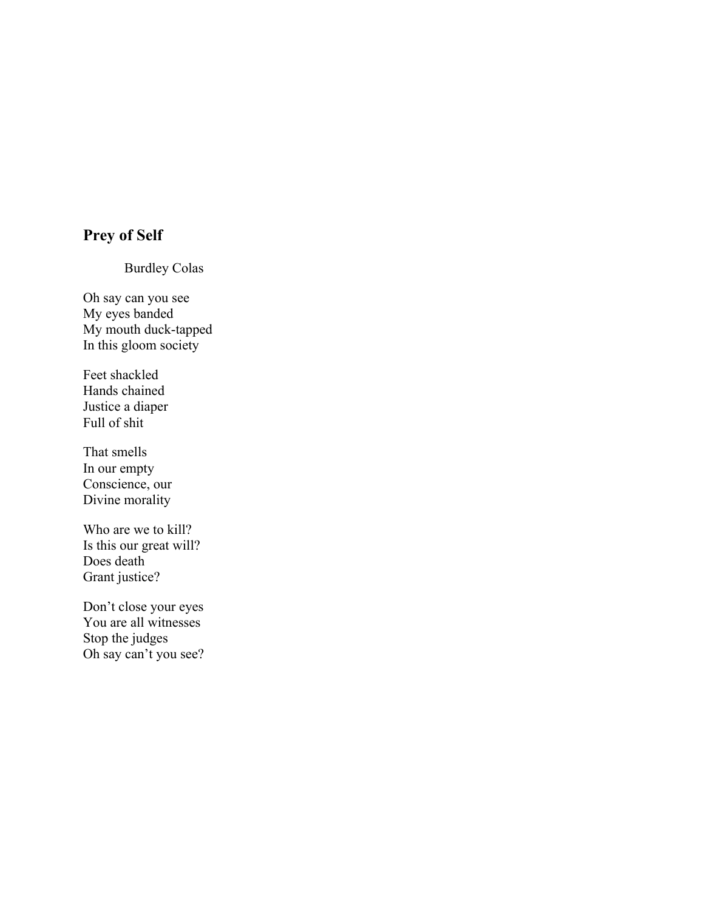## Prey of Self

Burdley Colas

Oh say can you see  
My eyes banded  
My mouth duck-tapped  
In this gloom society

Feet shackled  
Hands chained  
Justice a diaper  
Full of shit

That smells  
In our empty  
Conscience, our  
Divine morality

Who are we to kill?  
Is this our great will?  
Does death  
Grant justice?

Don't close your eyes  
You are all witnesses  
Stop the judges  
Oh say can't you see?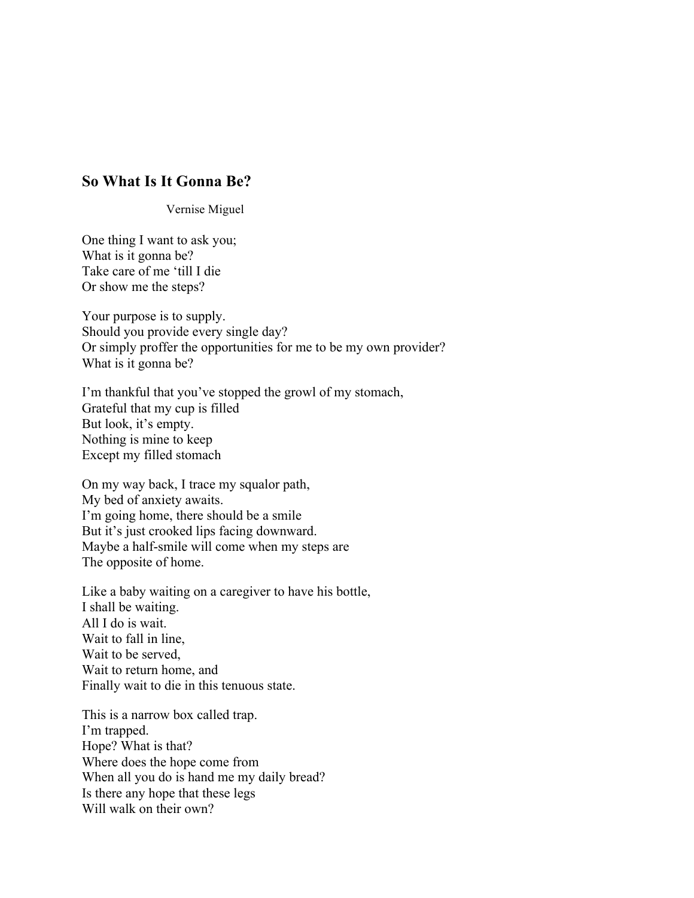## So What Is It Gonna Be?

Vernise Miguel

One thing I want to ask you;
What is it gonna be?
Take care of me ‘till I die
Or show me the steps?

Your purpose is to supply.
Should you provide every single day?
Or simply proffer the opportunities for me to be my own provider?
What is it gonna be?

I’m thankful that you’ve stopped the growl of my stomach,
Grateful that my cup is filled
But look, it’s empty.
Nothing is mine to keep
Except my filled stomach

On my way back, I trace my squalor path,
My bed of anxiety awaits.
I’m going home, there should be a smile
But it’s just crooked lips facing downward.
Maybe a half-smile will come when my steps are
The opposite of home.

Like a baby waiting on a caregiver to have his bottle,
I shall be waiting.
All I do is wait.
Wait to fall in line,
Wait to be served,
Wait to return home, and
Finally wait to die in this tenuous state.

This is a narrow box called trap.
I’m trapped.
Hope? What is that?
Where does the hope come from
When all you do is hand me my daily bread?
Is there any hope that these legs
Will walk on their own?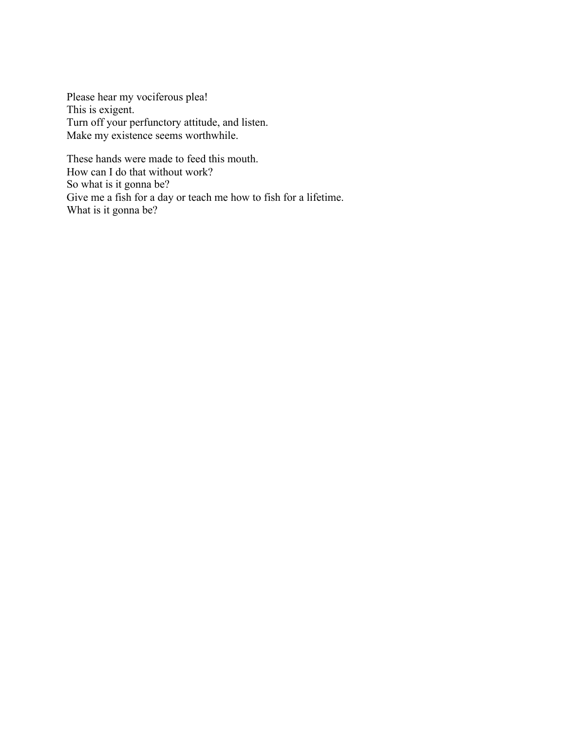Please hear my vociferous plea!
This is exigent.
Turn off your perfunctory attitude, and listen.
Make my existence seems worthwhile.

These hands were made to feed this mouth.
How can I do that without work?
So what is it gonna be?
Give me a fish for a day or teach me how to fish for a lifetime.
What is it gonna be?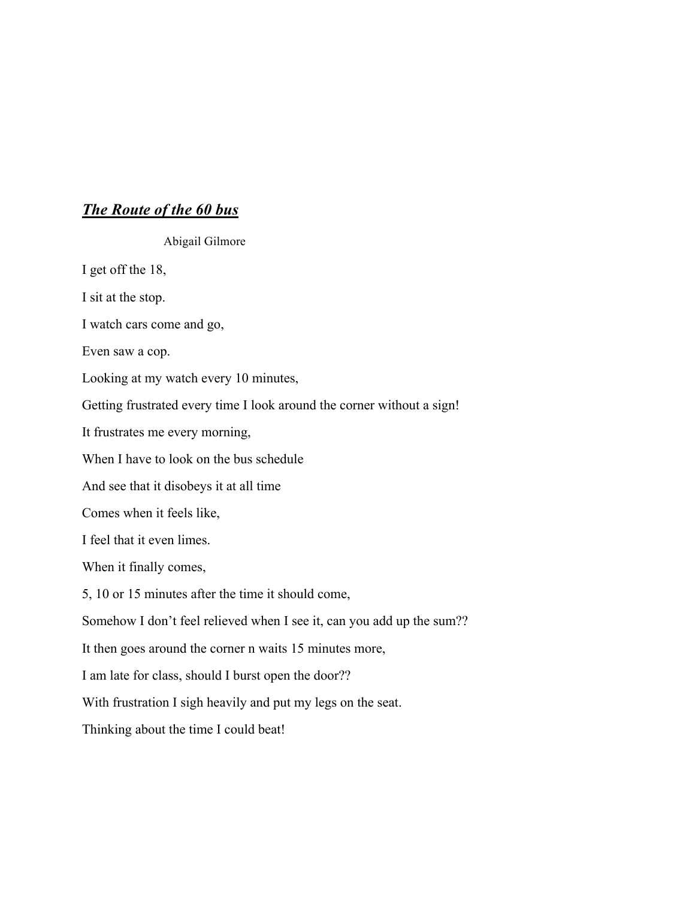## ***The Route of the 60 bus***

Abigail Gilmore

I get off the 18,

I sit at the stop.

I watch cars come and go,

Even saw a cop.

Looking at my watch every 10 minutes,

Getting frustrated every time I look around the corner without a sign!

It frustrates me every morning,

When I have to look on the bus schedule

And see that it disobeys it at all time

Comes when it feels like,

I feel that it even limes.

When it finally comes,

5, 10 or 15 minutes after the time it should come,

Somehow I don't feel relieved when I see it, can you add up the sum??

It then goes around the corner n waits 15 minutes more,

I am late for class, should I burst open the door??

With frustration I sigh heavily and put my legs on the seat.

Thinking about the time I could beat!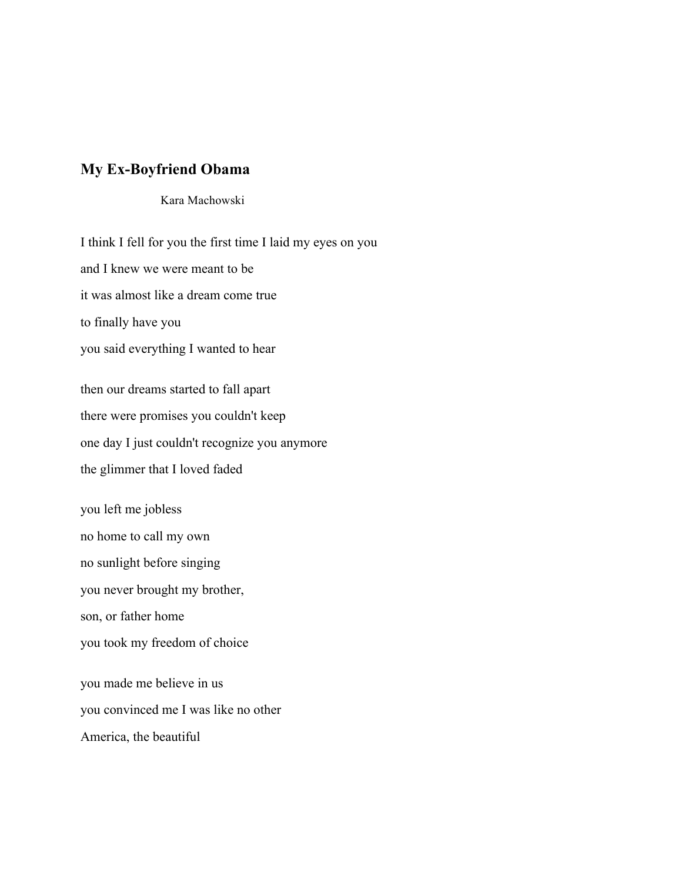## My Ex-Boyfriend Obama

Kara Machowski

I think I fell for you the first time I laid my eyes on you  
and I knew we were meant to be  
it was almost like a dream come true  
to finally have you  
you said everything I wanted to hear

then our dreams started to fall apart  
there were promises you couldn't keep  
one day I just couldn't recognize you anymore  
the glimmer that I loved faded

you left me jobless  
no home to call my own  
no sunlight before singing  
you never brought my brother,  
son, or father home  
you took my freedom of choice

you made me believe in us  
you convinced me I was like no other  
America, the beautiful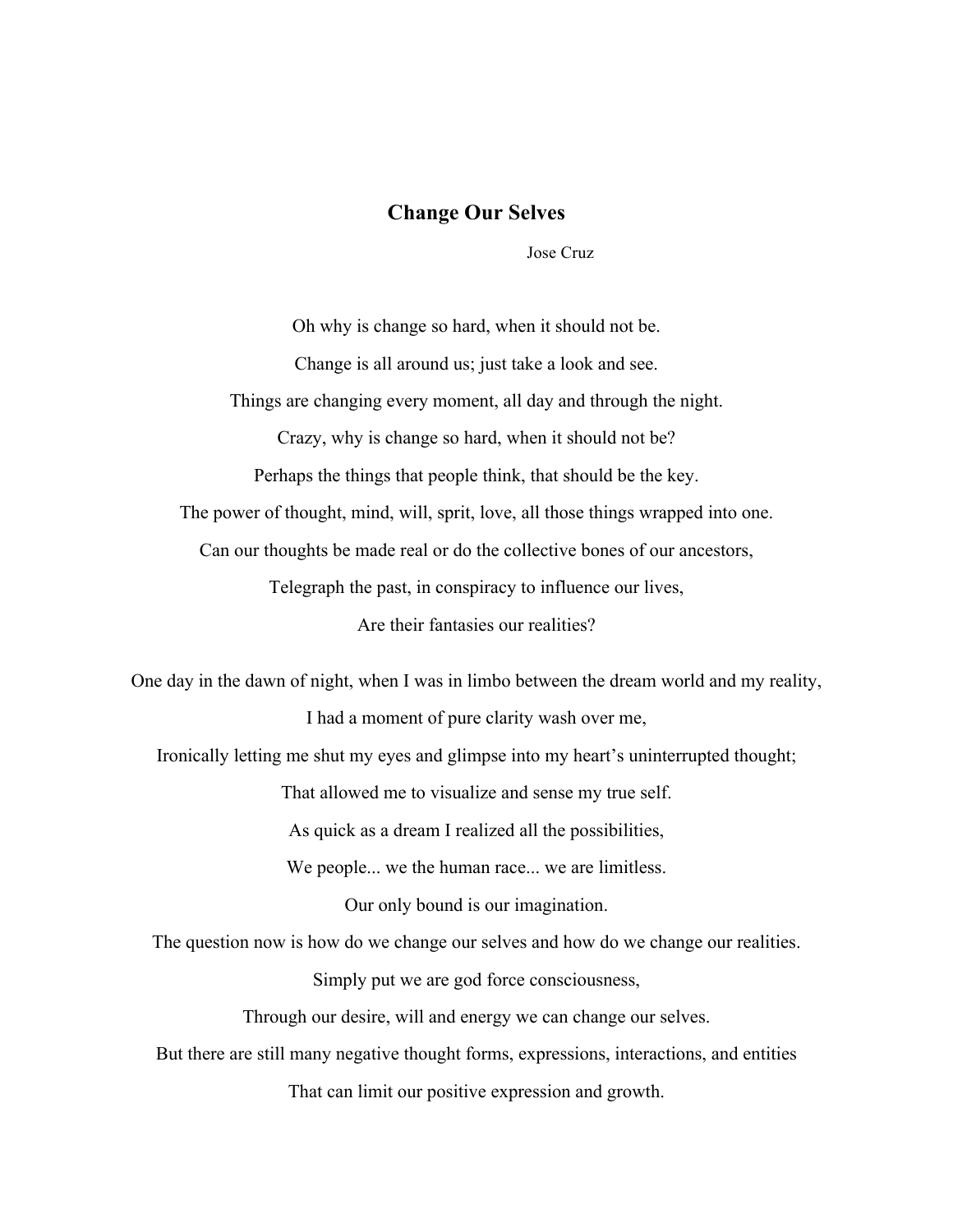## Change Our Selves

Jose Cruz

Oh why is change so hard, when it should not be.

Change is all around us; just take a look and see.

Things are changing every moment, all day and through the night.

Crazy, why is change so hard, when it should not be?

Perhaps the things that people think, that should be the key.

The power of thought, mind, will, sprit, love, all those things wrapped into one.

Can our thoughts be made real or do the collective bones of our ancestors,

Telegraph the past, in conspiracy to influence our lives,

Are their fantasies our realities?

One day in the dawn of night, when I was in limbo between the dream world and my reality,

I had a moment of pure clarity wash over me,

Ironically letting me shut my eyes and glimpse into my heart's uninterrupted thought;

That allowed me to visualize and sense my true self.

As quick as a dream I realized all the possibilities,

We people... we the human race... we are limitless.

Our only bound is our imagination.

The question now is how do we change our selves and how do we change our realities.

Simply put we are god force consciousness,

Through our desire, will and energy we can change our selves.

But there are still many negative thought forms, expressions, interactions, and entities

That can limit our positive expression and growth.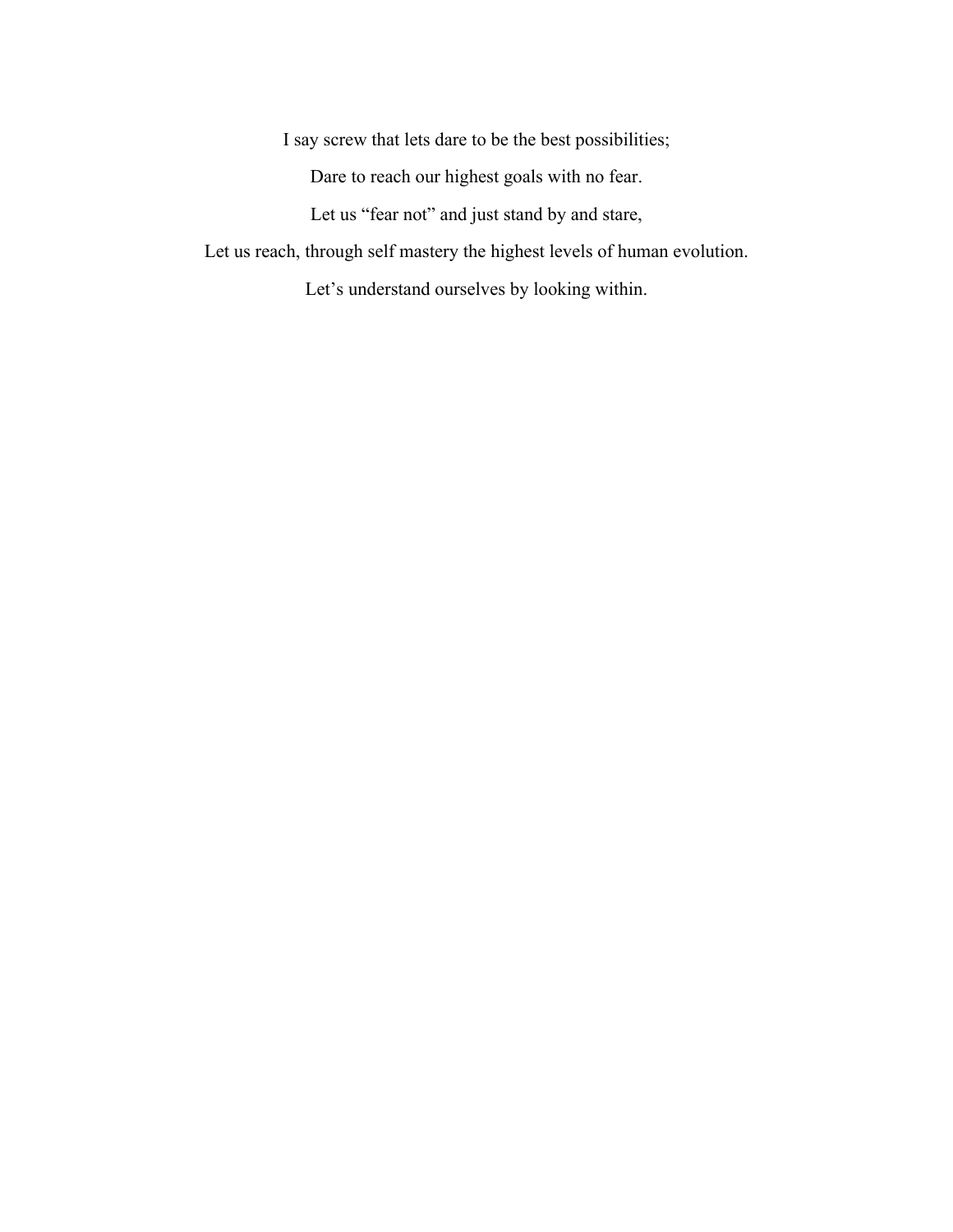I say screw that lets dare to be the best possibilities;

Dare to reach our highest goals with no fear.

Let us “fear not” and just stand by and stare,

Let us reach, through self mastery the highest levels of human evolution.

Let’s understand ourselves by looking within.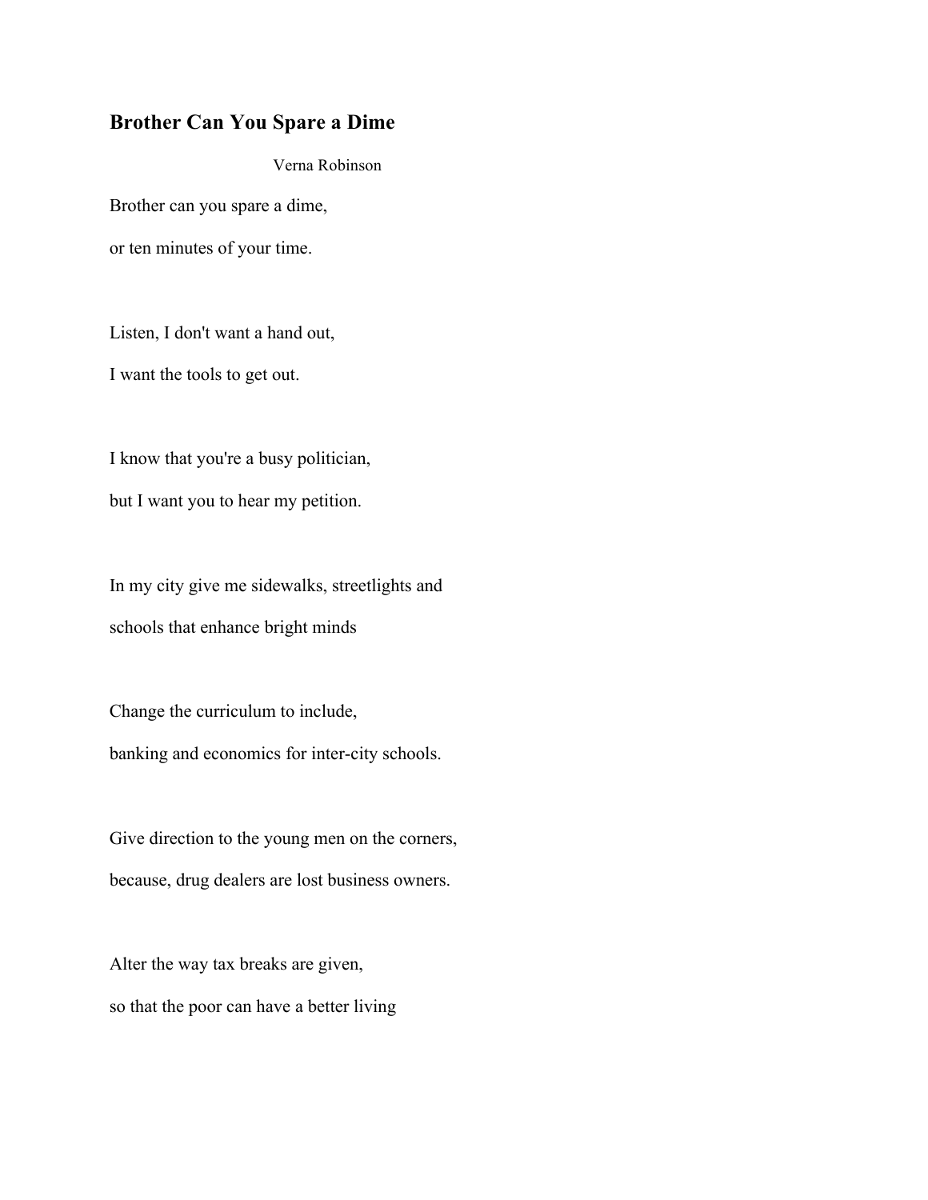## Brother Can You Spare a Dime

Verna Robinson

Brother can you spare a dime,

or ten minutes of your time.

Listen, I don't want a hand out,

I want the tools to get out.

I know that you're a busy politician,

but I want you to hear my petition.

In my city give me sidewalks, streetlights and

schools that enhance bright minds

Change the curriculum to include,

banking and economics for inter-city schools.

Give direction to the young men on the corners,

because, drug dealers are lost business owners.

Alter the way tax breaks are given,

so that the poor can have a better living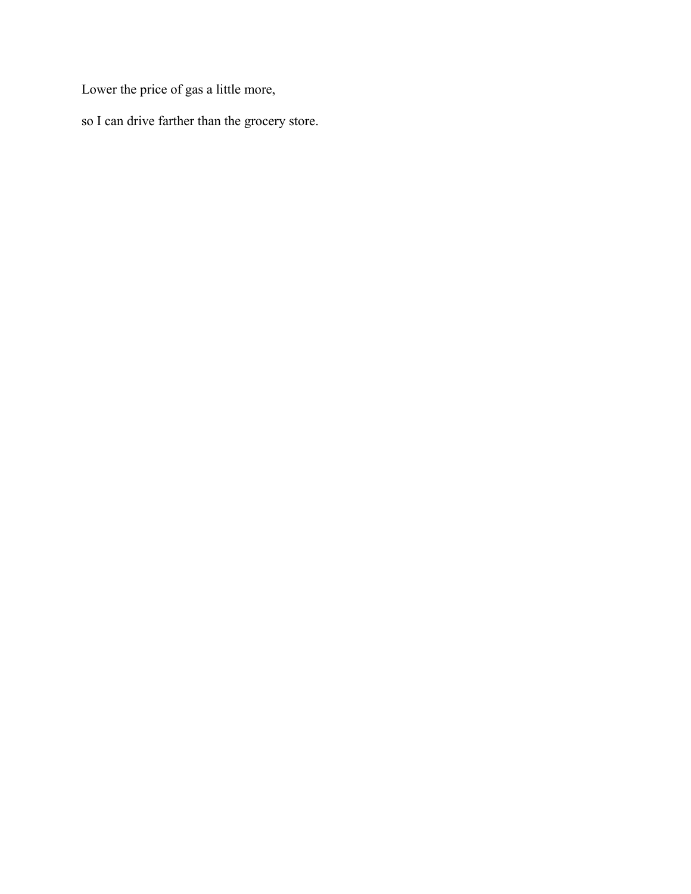Lower the price of gas a little more,

so I can drive farther than the grocery store.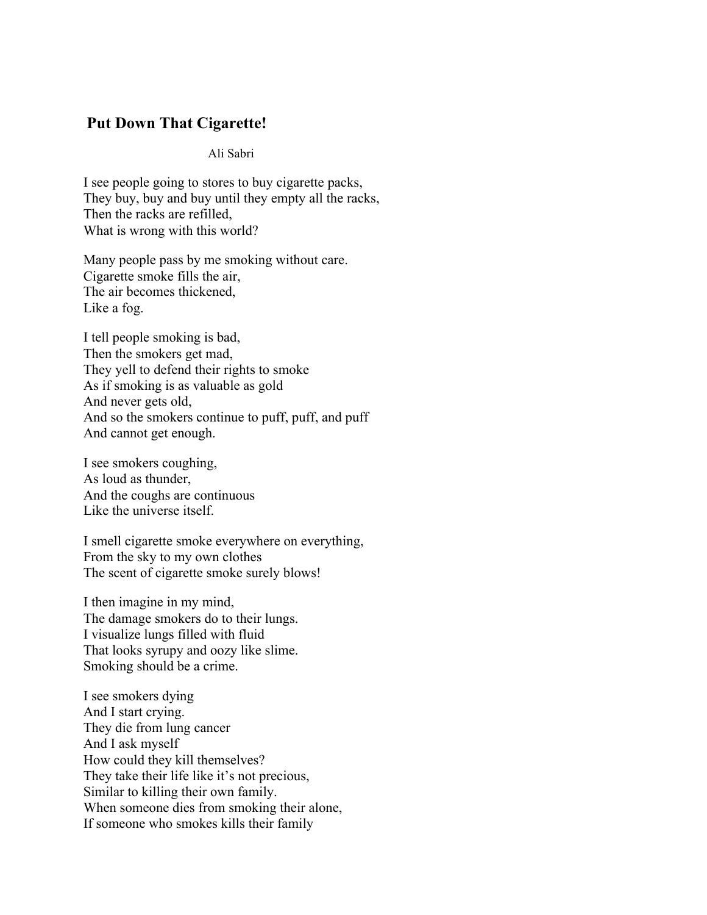## Put Down That Cigarette!

Ali Sabri

I see people going to stores to buy cigarette packs,  
They buy, buy and buy until they empty all the racks,  
Then the racks are refilled,  
What is wrong with this world?

Many people pass by me smoking without care.  
Cigarette smoke fills the air,  
The air becomes thickened,  
Like a fog.

I tell people smoking is bad,  
Then the smokers get mad,  
They yell to defend their rights to smoke  
As if smoking is as valuable as gold  
And never gets old,  
And so the smokers continue to puff, puff, and puff  
And cannot get enough.

I see smokers coughing,  
As loud as thunder,  
And the coughs are continuous  
Like the universe itself.

I smell cigarette smoke everywhere on everything,  
From the sky to my own clothes  
The scent of cigarette smoke surely blows!

I then imagine in my mind,  
The damage smokers do to their lungs.  
I visualize lungs filled with fluid  
That looks syrupy and oozy like slime.  
Smoking should be a crime.

I see smokers dying  
And I start crying.  
They die from lung cancer  
And I ask myself  
How could they kill themselves?  
They take their life like it's not precious,  
Similar to killing their own family.  
When someone dies from smoking their alone,  
If someone who smokes kills their family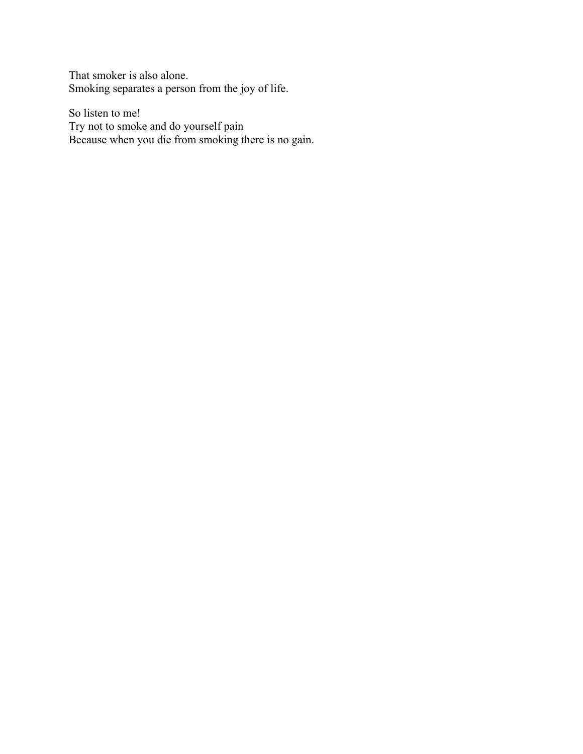That smoker is also alone.
Smoking separates a person from the joy of life.

So listen to me!
Try not to smoke and do yourself pain
Because when you die from smoking there is no gain.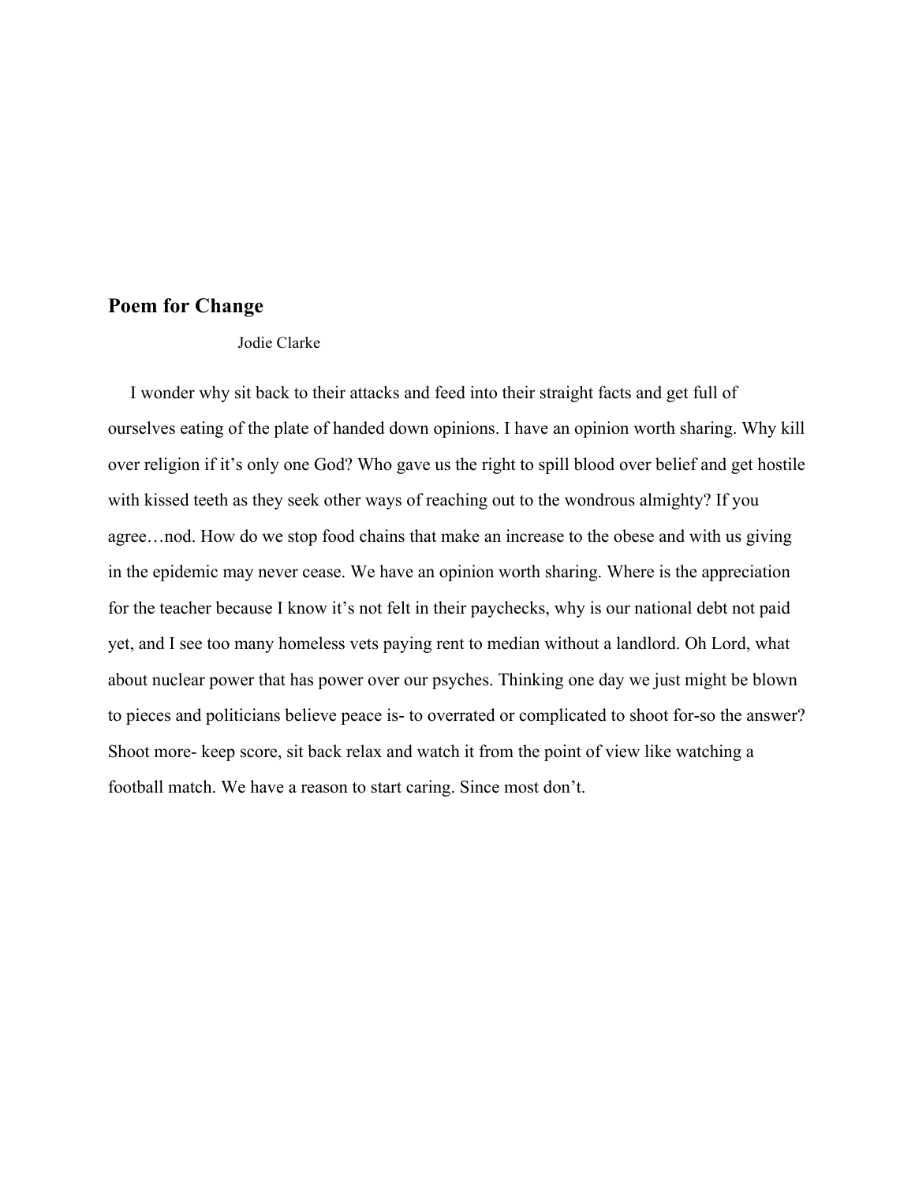## Poem for Change

Jodie Clarke

I wonder why sit back to their attacks and feed into their straight facts and get full of ourselves eating of the plate of handed down opinions. I have an opinion worth sharing. Why kill over religion if it's only one God? Who gave us the right to spill blood over belief and get hostile with kissed teeth as they seek other ways of reaching out to the wondrous almighty? If you agree…nod. How do we stop food chains that make an increase to the obese and with us giving in the epidemic may never cease. We have an opinion worth sharing. Where is the appreciation for the teacher because I know it's not felt in their paychecks, why is our national debt not paid yet, and I see too many homeless vets paying rent to median without a landlord. Oh Lord, what about nuclear power that has power over our psyches. Thinking one day we just might be blown to pieces and politicians believe peace is- to overrated or complicated to shoot for-so the answer? Shoot more- keep score, sit back relax and watch it from the point of view like watching a football match. We have a reason to start caring. Since most don't.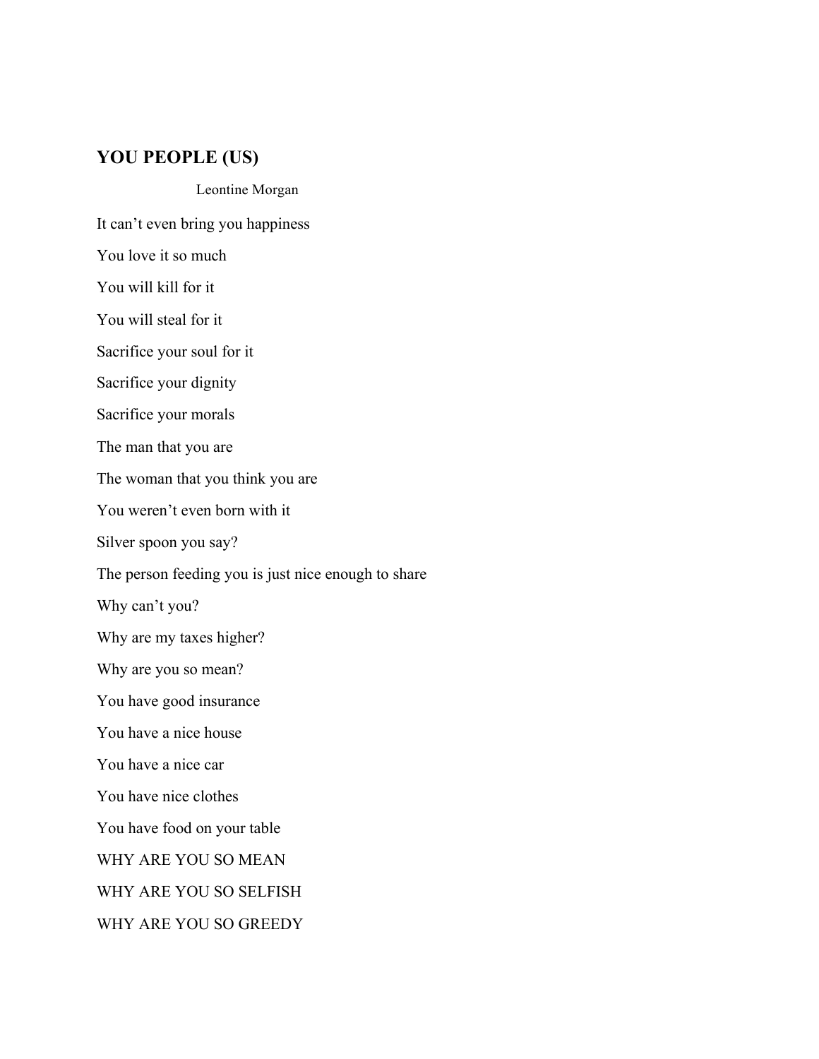## YOU PEOPLE (US)

Leontine Morgan

It can't even bring you happiness

You love it so much

You will kill for it

You will steal for it

Sacrifice your soul for it

Sacrifice your dignity

Sacrifice your morals

The man that you are

The woman that you think you are

You weren't even born with it

Silver spoon you say?

The person feeding you is just nice enough to share

Why can't you?

Why are my taxes higher?

Why are you so mean?

You have good insurance

You have a nice house

You have a nice car

You have nice clothes

You have food on your table

WHY ARE YOU SO MEAN

WHY ARE YOU SO SELFISH

WHY ARE YOU SO GREEDY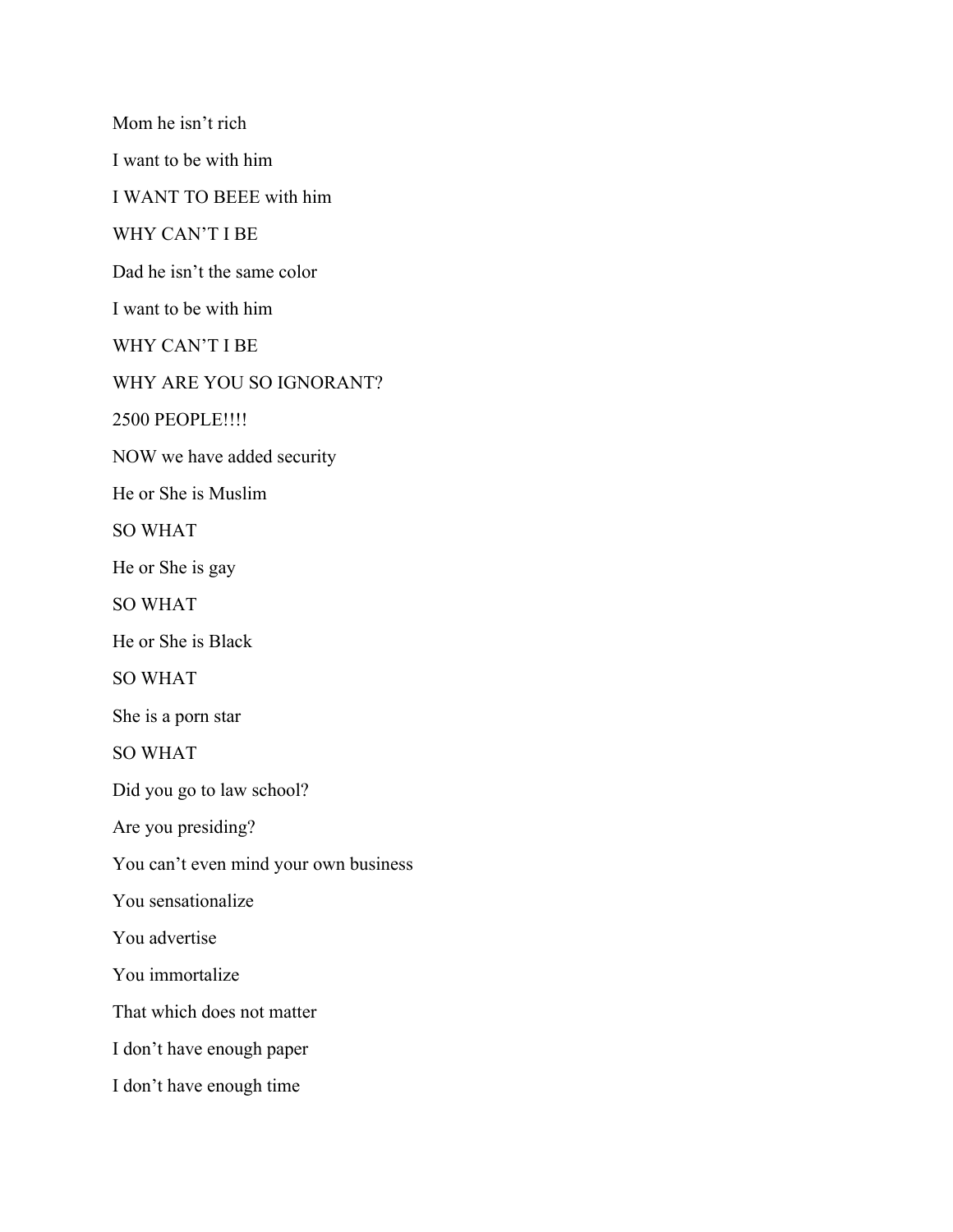Mom he isn't rich

I want to be with him

I WANT TO BEEE with him

WHY CAN'T I BE

Dad he isn't the same color

I want to be with him

WHY CAN'T I BE

WHY ARE YOU SO IGNORANT?

2500 PEOPLE!!!!

NOW we have added security

He or She is Muslim

SO WHAT

He or She is gay

SO WHAT

He or She is Black

SO WHAT

She is a porn star

SO WHAT

Did you go to law school?

Are you presiding?

You can't even mind your own business

You sensationalize

You advertise

You immortalize

That which does not matter

I don't have enough paper

I don't have enough time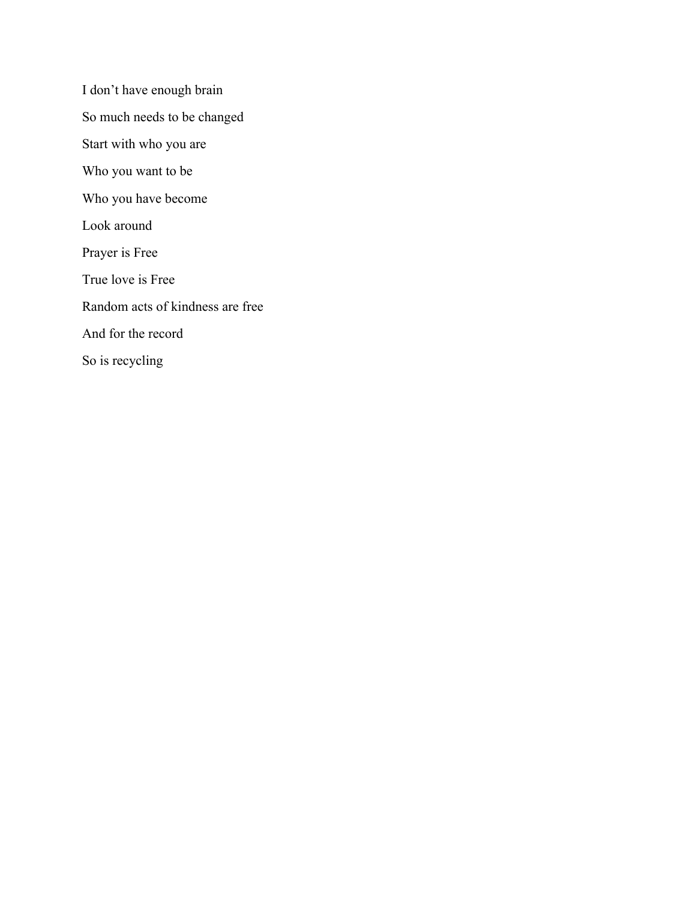I don’t have enough brain

So much needs to be changed

Start with who you are

Who you want to be

Who you have become

Look around

Prayer is Free

True love is Free

Random acts of kindness are free

And for the record

So is recycling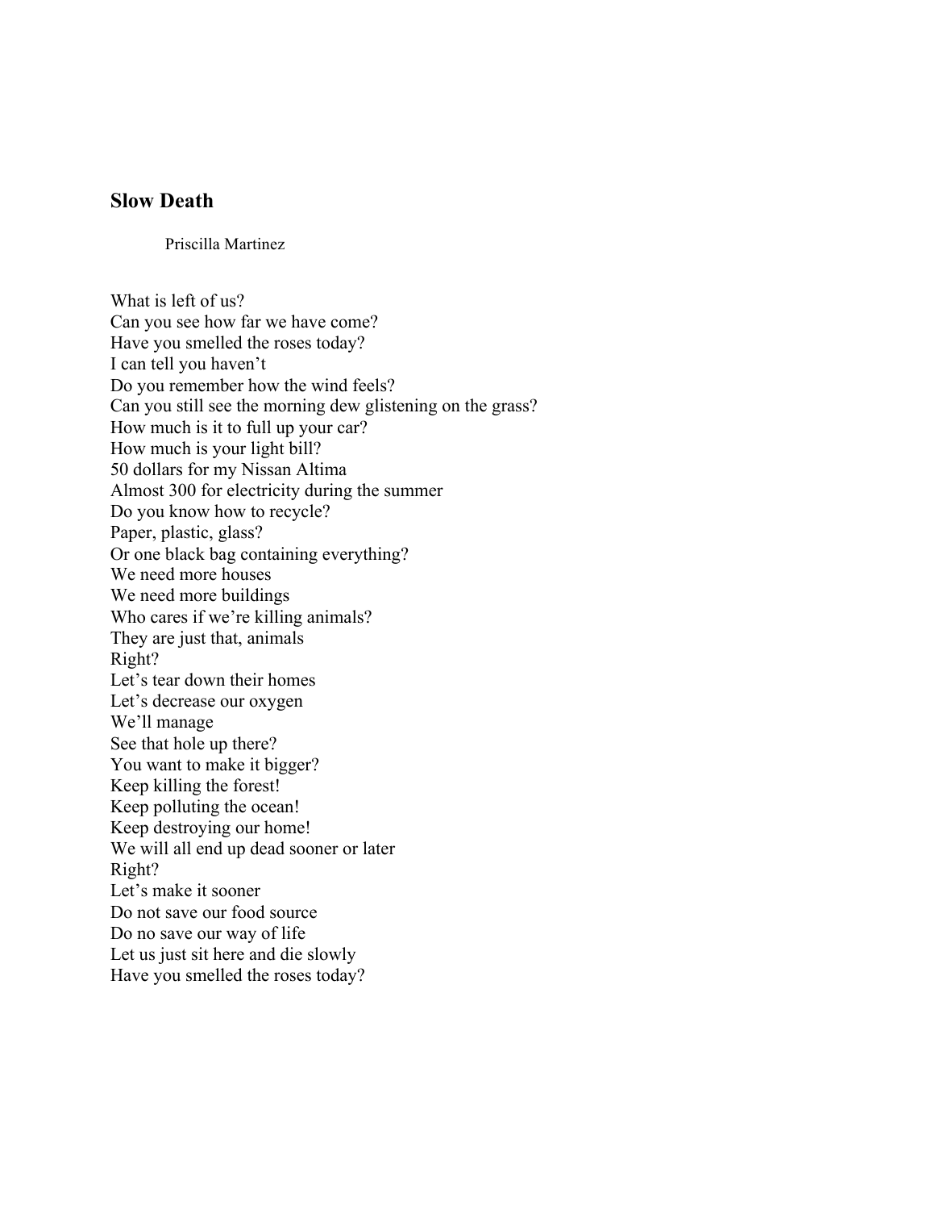## Slow Death

Priscilla Martinez

What is left of us?  
Can you see how far we have come?  
Have you smelled the roses today?  
I can tell you haven't  
Do you remember how the wind feels?  
Can you still see the morning dew glistening on the grass?  
How much is it to full up your car?  
How much is your light bill?  
50 dollars for my Nissan Altima  
Almost 300 for electricity during the summer  
Do you know how to recycle?  
Paper, plastic, glass?  
Or one black bag containing everything?  
We need more houses  
We need more buildings  
Who cares if we're killing animals?  
They are just that, animals  
Right?  
Let's tear down their homes  
Let's decrease our oxygen  
We'll manage  
See that hole up there?  
You want to make it bigger?  
Keep killing the forest!  
Keep polluting the ocean!  
Keep destroying our home!  
We will all end up dead sooner or later  
Right?  
Let's make it sooner  
Do not save our food source  
Do no save our way of life  
Let us just sit here and die slowly  
Have you smelled the roses today?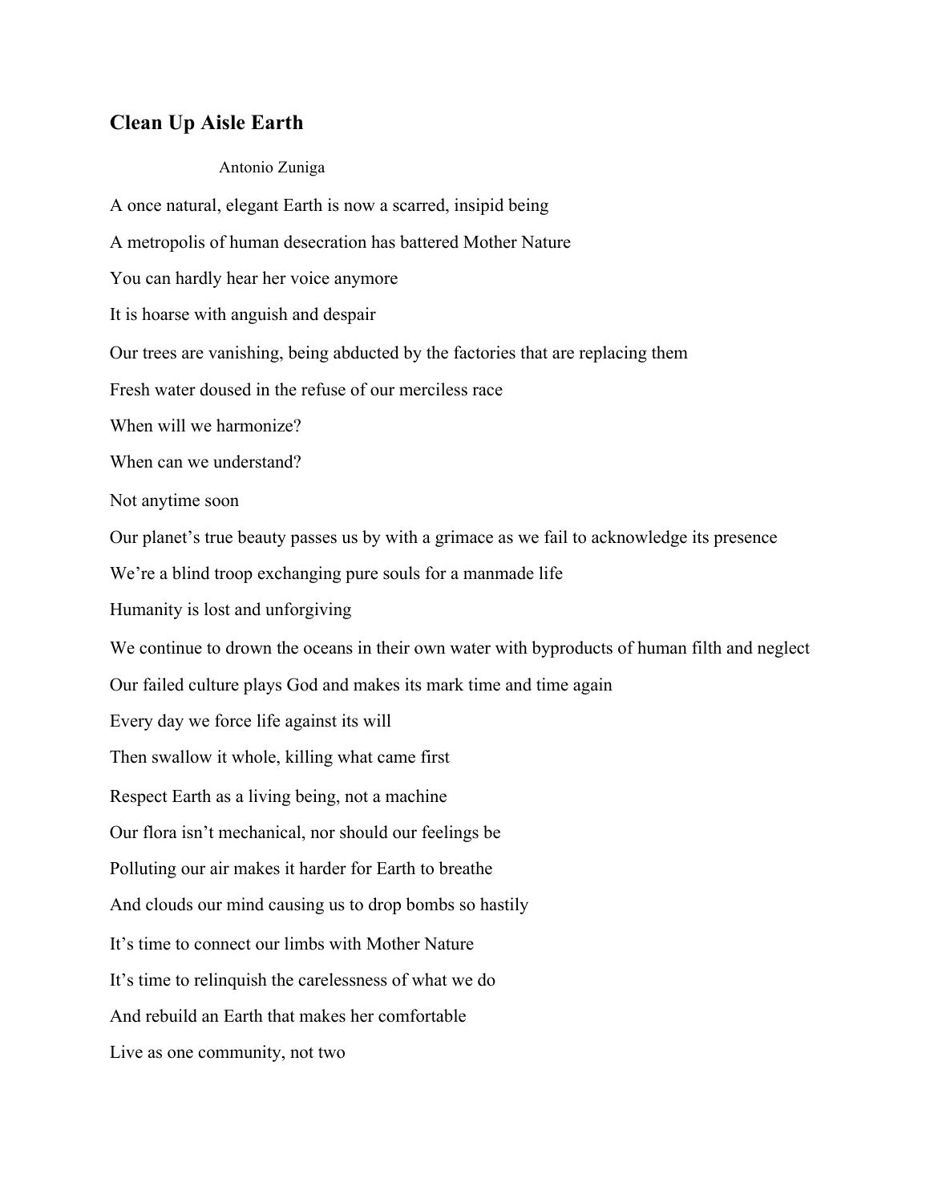## Clean Up Aisle Earth

Antonio Zuniga

A once natural, elegant Earth is now a scarred, insipid being

A metropolis of human desecration has battered Mother Nature

You can hardly hear her voice anymore

It is hoarse with anguish and despair

Our trees are vanishing, being abducted by the factories that are replacing them

Fresh water doused in the refuse of our merciless race

When will we harmonize?

When can we understand?

Not anytime soon

Our planet's true beauty passes us by with a grimace as we fail to acknowledge its presence

We're a blind troop exchanging pure souls for a manmade life

Humanity is lost and unforgiving

We continue to drown the oceans in their own water with byproducts of human filth and neglect

Our failed culture plays God and makes its mark time and time again

Every day we force life against its will

Then swallow it whole, killing what came first

Respect Earth as a living being, not a machine

Our flora isn't mechanical, nor should our feelings be

Polluting our air makes it harder for Earth to breathe

And clouds our mind causing us to drop bombs so hastily

It's time to connect our limbs with Mother Nature

It's time to relinquish the carelessness of what we do

And rebuild an Earth that makes her comfortable

Live as one community, not two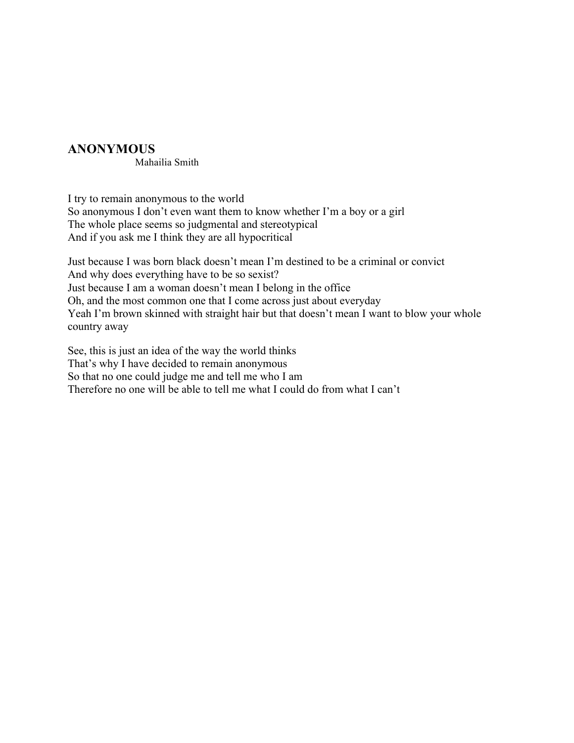## ANONYMOUS

Mahailia Smith

I try to remain anonymous to the world
So anonymous I don't even want them to know whether I'm a boy or a girl
The whole place seems so judgmental and stereotypical
And if you ask me I think they are all hypocritical

Just because I was born black doesn't mean I'm destined to be a criminal or convict
And why does everything have to be so sexist?
Just because I am a woman doesn't mean I belong in the office
Oh, and the most common one that I come across just about everyday
Yeah I'm brown skinned with straight hair but that doesn't mean I want to blow your whole country away

See, this is just an idea of the way the world thinks
That's why I have decided to remain anonymous
So that no one could judge me and tell me who I am
Therefore no one will be able to tell me what I could do from what I can't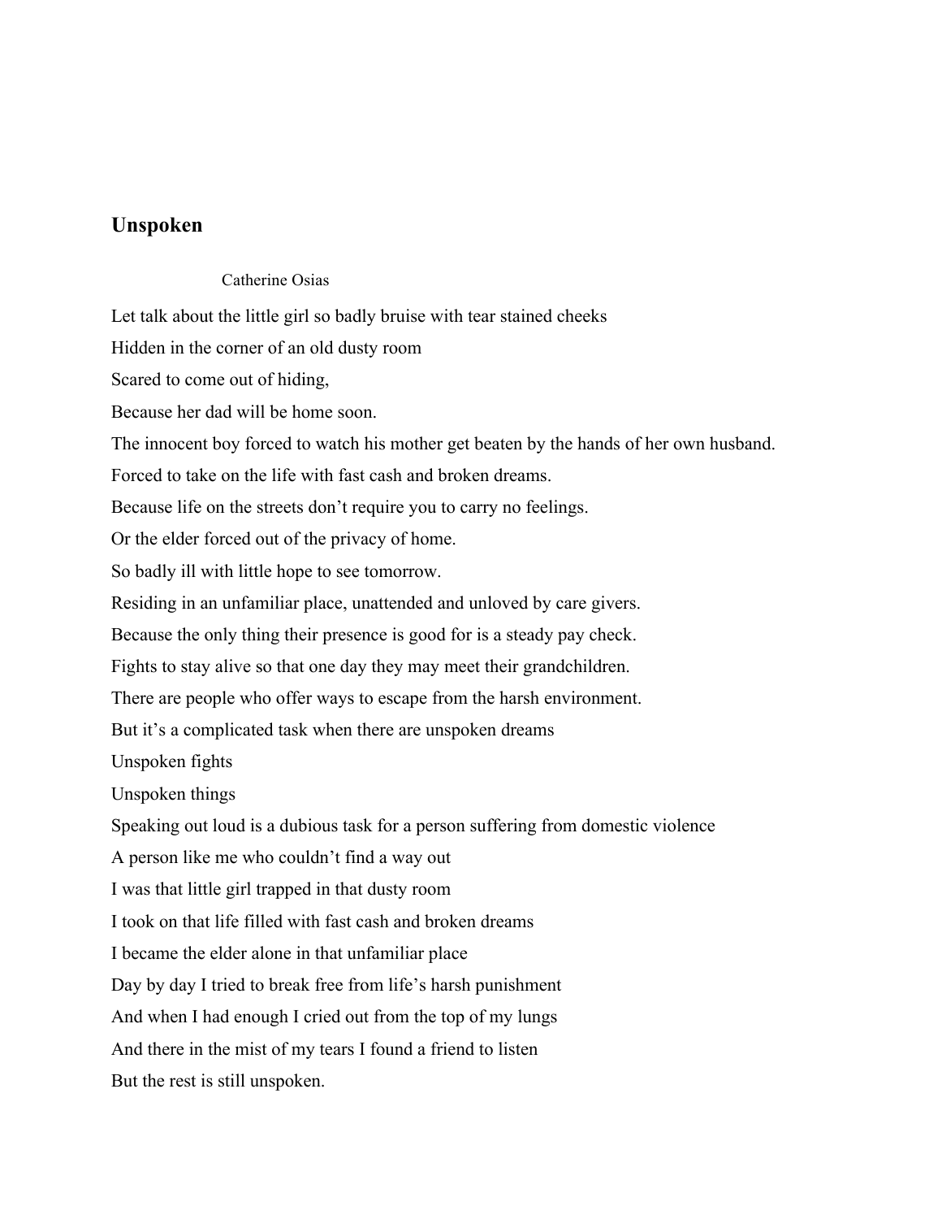## Unspoken

Catherine Osias

Let talk about the little girl so badly bruise with tear stained cheeks
Hidden in the corner of an old dusty room
Scared to come out of hiding,
Because her dad will be home soon.
The innocent boy forced to watch his mother get beaten by the hands of her own husband.
Forced to take on the life with fast cash and broken dreams.
Because life on the streets don't require you to carry no feelings.
Or the elder forced out of the privacy of home.
So badly ill with little hope to see tomorrow.
Residing in an unfamiliar place, unattended and unloved by care givers.
Because the only thing their presence is good for is a steady pay check.
Fights to stay alive so that one day they may meet their grandchildren.
There are people who offer ways to escape from the harsh environment.
But it's a complicated task when there are unspoken dreams
Unspoken fights
Unspoken things
Speaking out loud is a dubious task for a person suffering from domestic violence
A person like me who couldn't find a way out
I was that little girl trapped in that dusty room
I took on that life filled with fast cash and broken dreams
I became the elder alone in that unfamiliar place
Day by day I tried to break free from life's harsh punishment
And when I had enough I cried out from the top of my lungs
And there in the mist of my tears I found a friend to listen
But the rest is still unspoken.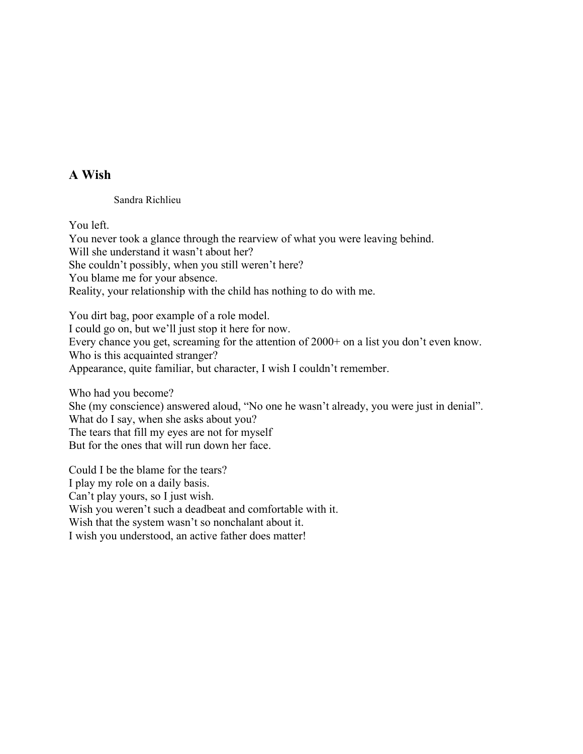## A Wish

Sandra Richlieu

You left.
You never took a glance through the rearview of what you were leaving behind.
Will she understand it wasn't about her?
She couldn't possibly, when you still weren't here?
You blame me for your absence.
Reality, your relationship with the child has nothing to do with me.

You dirt bag, poor example of a role model.
I could go on, but we'll just stop it here for now.
Every chance you get, screaming for the attention of 2000+ on a list you don't even know.
Who is this acquainted stranger?
Appearance, quite familiar, but character, I wish I couldn't remember.

Who had you become?
She (my conscience) answered aloud, "No one he wasn't already, you were just in denial".
What do I say, when she asks about you?
The tears that fill my eyes are not for myself
But for the ones that will run down her face.

Could I be the blame for the tears?
I play my role on a daily basis.
Can't play yours, so I just wish.
Wish you weren't such a deadbeat and comfortable with it.
Wish that the system wasn't so nonchalant about it.
I wish you understood, an active father does matter!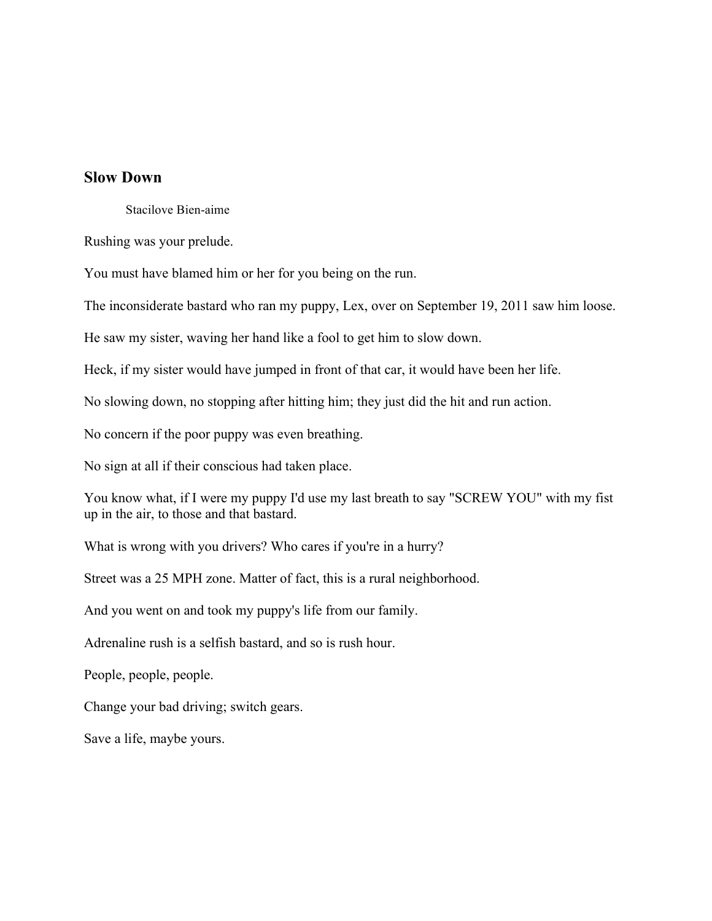## Slow Down

Stacilove Bien-aime

Rushing was your prelude.

You must have blamed him or her for you being on the run.

The inconsiderate bastard who ran my puppy, Lex, over on September 19, 2011 saw him loose.

He saw my sister, waving her hand like a fool to get him to slow down.

Heck, if my sister would have jumped in front of that car, it would have been her life.

No slowing down, no stopping after hitting him; they just did the hit and run action.

No concern if the poor puppy was even breathing.

No sign at all if their conscious had taken place.

You know what, if I were my puppy I'd use my last breath to say "SCREW YOU" with my fist up in the air, to those and that bastard.

What is wrong with you drivers? Who cares if you're in a hurry?

Street was a 25 MPH zone. Matter of fact, this is a rural neighborhood.

And you went on and took my puppy's life from our family.

Adrenaline rush is a selfish bastard, and so is rush hour.

People, people, people.

Change your bad driving; switch gears.

Save a life, maybe yours.